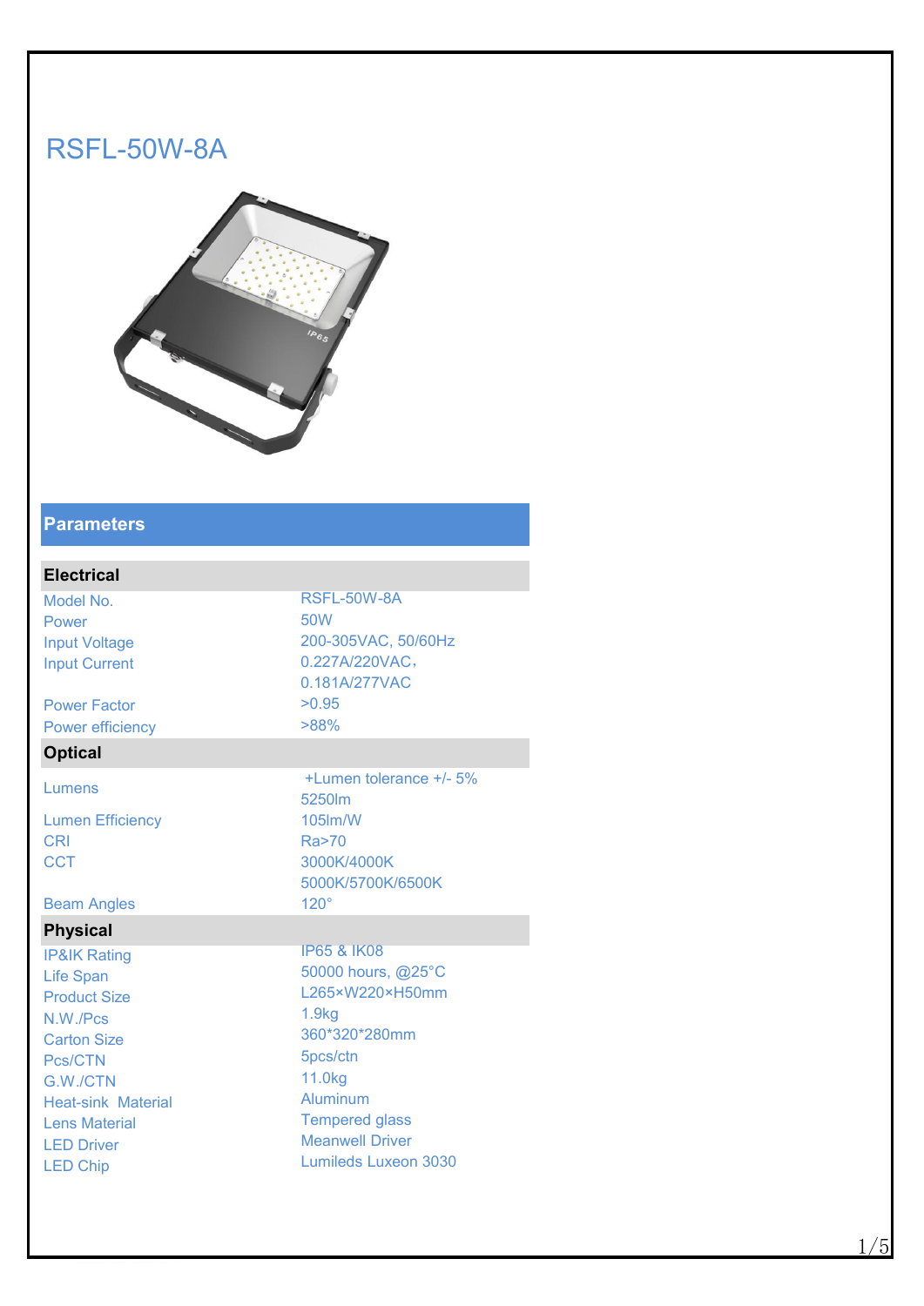# RSFL-50W-8A

## Parameters

| Electrical | |
|---|---|
| Model No. | RSFL-50W-8A |
| Power | 50W |
| Input Voltage | 200-305VAC, 50/60Hz |
| Input Current | 0.227A/220VAC, 0.181A/277VAC |
| Power Factor | >0.95 |
| Power efficiency | >88% |
| **Optical** | |
| Lumens | +Lumen tolerance +/- 5% 5250lm |
| Lumen Efficiency | 105lm/W |
| CRI | Ra>70 |
| CCT | 3000K/4000K 5000K/5700K/6500K |
| Beam Angles | 120° |
| **Physical** | |
| IP&IK Rating | IP65 & IK08 |
| Life Span | 50000 hours, @25°C |
| Product Size | L265×W220×H50mm |
| N.W./Pcs | 1.9kg |
| Carton Size | 360*320*280mm |
| Pcs/CTN | 5pcs/ctn |
| G.W./CTN | 11.0kg |
| Heat-sink Material | Aluminum |
| Lens Material | Tempered glass |
| LED Driver | Meanwell Driver |
| LED Chip | Lumileds Luxeon 3030 |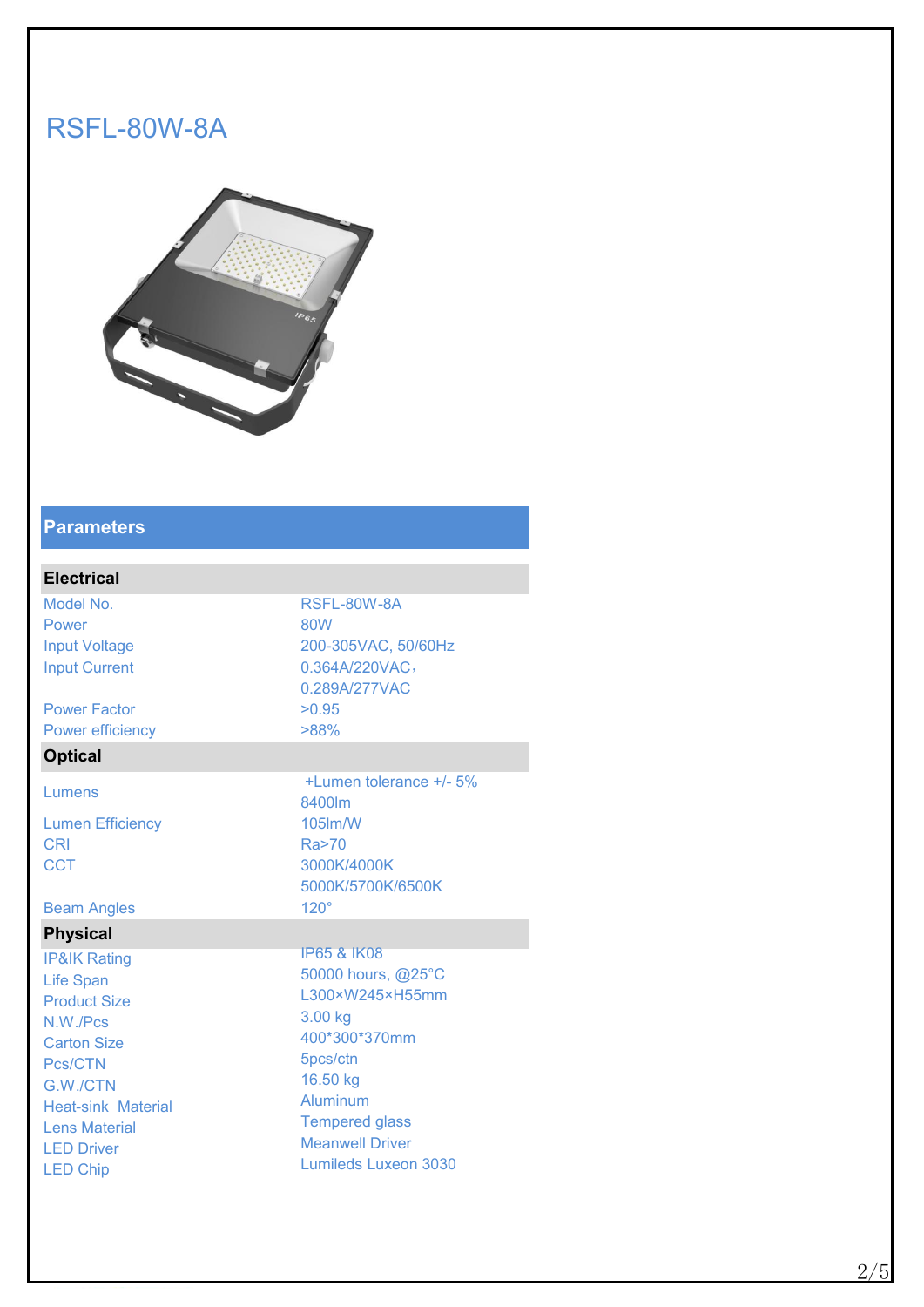# RSFL-80W-8A

## Parameters

| **Electrical** | |
|---|---|
| Model No. | RSFL-80W-8A |
| Power | 80W |
| Input Voltage | 200-305VAC, 50/60Hz |
| Input Current | 0.364A/220VAC, 0.289A/277VAC |
| Power Factor | >0.95 |
| Power efficiency | >88% |
| **Optical** | |
| Lumens | +Lumen tolerance +/- 5% 8400lm |
| Lumen Efficiency | 105lm/W |
| CRI | Ra>70 |
| CCT | 3000K/4000K 5000K/5700K/6500K |
| Beam Angles | 120° |
| **Physical** | |
| IP&IK Rating | IP65 & IK08 |
| Life Span | 50000 hours, @25°C |
| Product Size | L300×W245×H55mm |
| N.W./Pcs | 3.00 kg |
| Carton Size | 400*300*370mm |
| Pcs/CTN | 5pcs/ctn |
| G.W./CTN | 16.50 kg |
| Heat-sink Material | Aluminum |
| Lens Material | Tempered glass |
| LED Driver | Meanwell Driver |
| LED Chip | Lumileds Luxeon 3030 |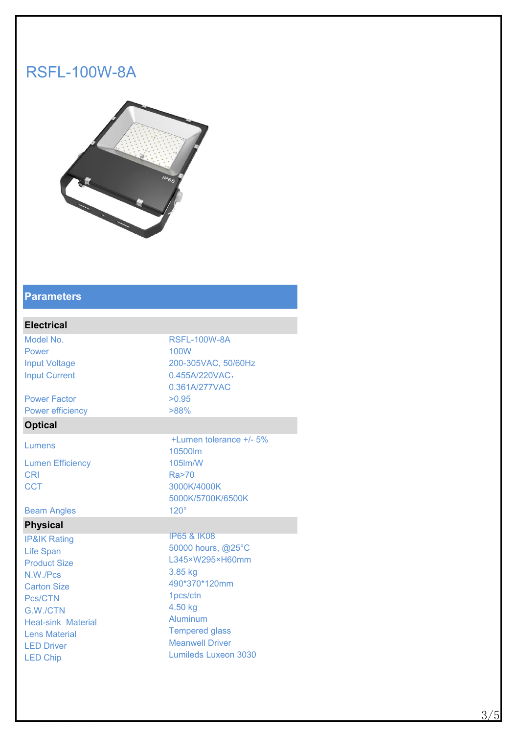# RSFL-100W-8A

## Parameters

| Electrical | |
|---|---|
| Model No. | RSFL-100W-8A |
| Power | 100W |
| Input Voltage | 200-305VAC, 50/60Hz |
| Input Current | 0.455A/220VAC, 0.361A/277VAC |
| Power Factor | >0.95 |
| Power efficiency | >88% |
| **Optical** | |
| Lumens | +Lumen tolerance +/- 5% 10500lm |
| Lumen Efficiency | 105lm/W |
| CRI | Ra>70 |
| CCT | 3000K/4000K 5000K/5700K/6500K |
| Beam Angles | 120° |
| **Physical** | |
| IP&IK Rating | IP65 & IK08 |
| Life Span | 50000 hours, @25°C |
| Product Size | L345×W295×H60mm |
| N.W./Pcs | 3.85 kg |
| Carton Size | 490*370*120mm |
| Pcs/CTN | 1pcs/ctn |
| G.W./CTN | 4.50 kg |
| Heat-sink Material | Aluminum |
| Lens Material | Tempered glass |
| LED Driver | Meanwell Driver |
| LED Chip | Lumileds Luxeon 3030 |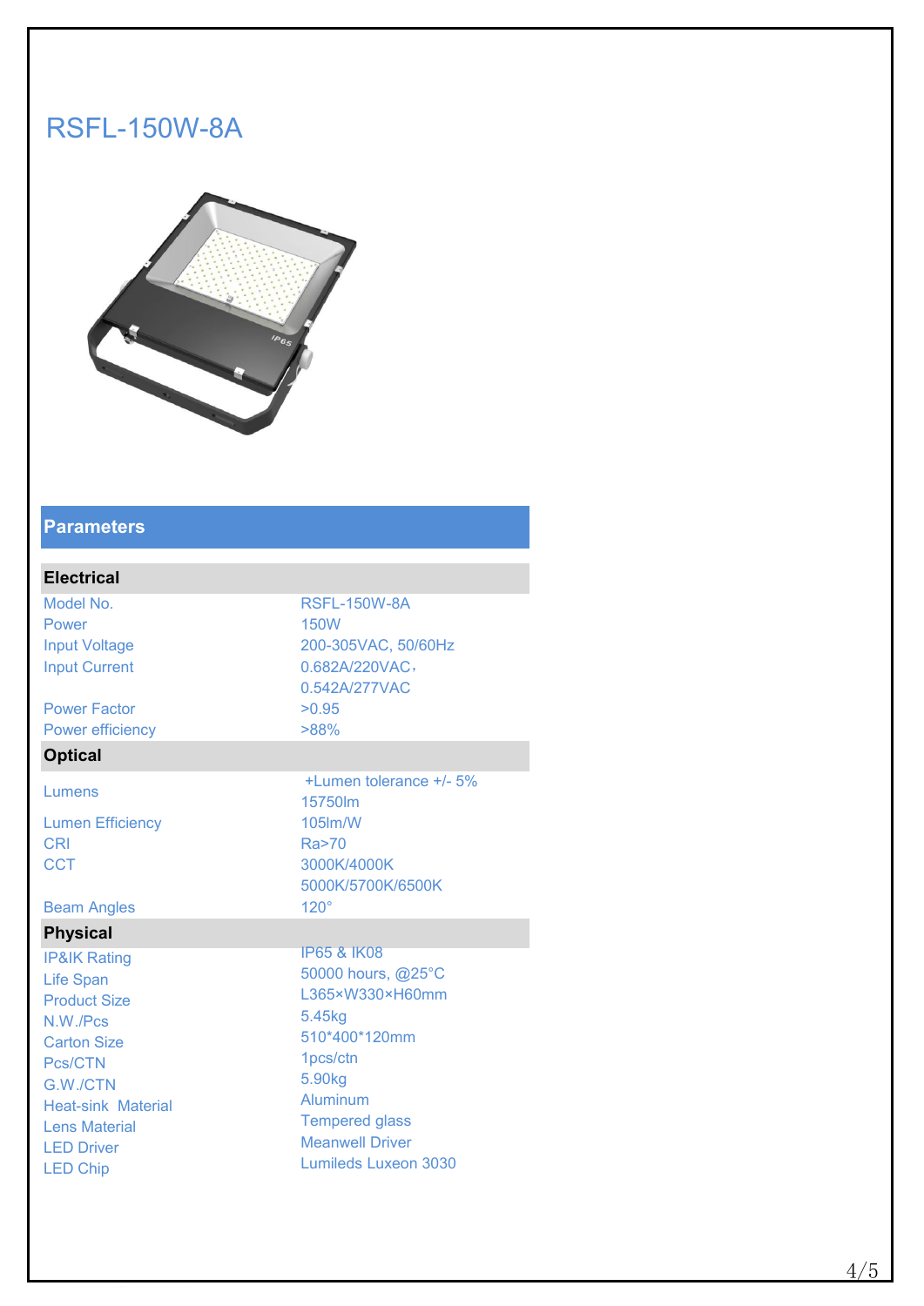# RSFL-150W-8A

## Parameters

### Electrical

| | |
|---|---|
| Model No. | RSFL-150W-8A |
| Power | 150W |
| Input Voltage | 200-305VAC, 50/60Hz |
| Input Current | 0.682A/220VAC， 0.542A/277VAC |
| Power Factor | >0.95 |
| Power efficiency | >88% |

### Optical

| | |
|---|---|
| Lumens | +Lumen tolerance +/- 5% 15750lm |
| Lumen Efficiency | 105lm/W |
| CRI | Ra>70 |
| CCT | 3000K/4000K 5000K/5700K/6500K |
| Beam Angles | 120° |

### Physical

| | |
|---|---|
| IP&IK Rating | IP65 & IK08 |
| Life Span | 50000 hours, @25°C |
| Product Size | L365×W330×H60mm |
| N.W./Pcs | 5.45kg |
| Carton Size | 510*400*120mm |
| Pcs/CTN | 1pcs/ctn |
| G.W./CTN | 5.90kg |
| Heat-sink Material | Aluminum |
| Lens Material | Tempered glass |
| LED Driver | Meanwell Driver |
| LED Chip | Lumileds Luxeon 3030 |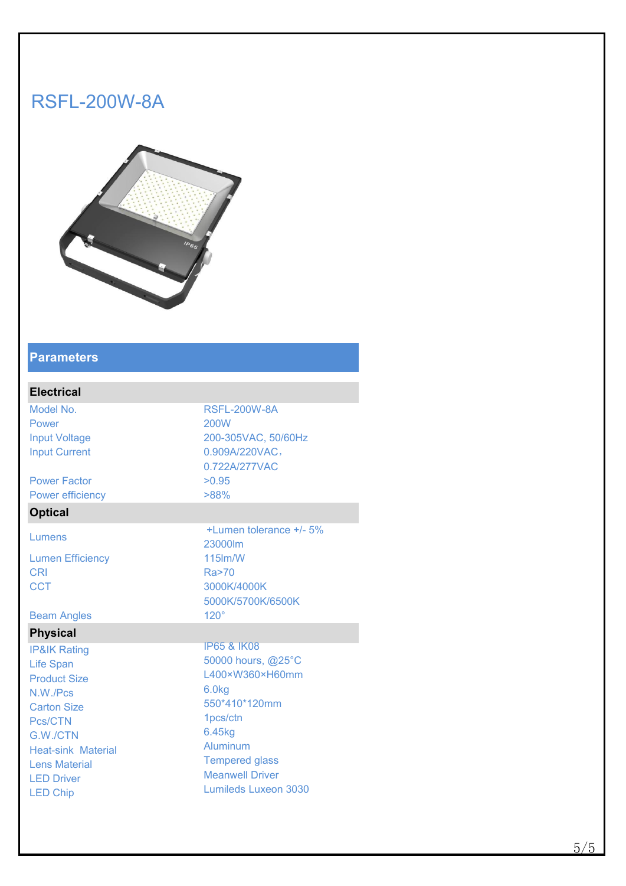# RSFL-200W-8A

## Parameters

| | |
|---|---|
| **Electrical** | |
| Model No. | RSFL-200W-8A |
| Power | 200W |
| Input Voltage | 200-305VAC, 50/60Hz |
| Input Current | 0.909A/220VAC， 0.722A/277VAC |
| Power Factor | >0.95 |
| Power efficiency | >88% |
| **Optical** | |
| Lumens | +Lumen tolerance +/- 5% 23000lm |
| Lumen Efficiency | 115lm/W |
| CRI | Ra>70 |
| CCT | 3000K/4000K 5000K/5700K/6500K |
| Beam Angles | 120° |
| **Physical** | |
| IP&IK Rating | IP65 & IK08 |
| Life Span | 50000 hours, @25°C |
| Product Size | L400×W360×H60mm |
| N.W./Pcs | 6.0kg |
| Carton Size | 550*410*120mm |
| Pcs/CTN | 1pcs/ctn |
| G.W./CTN | 6.45kg |
| Heat-sink Material | Aluminum |
| Lens Material | Tempered glass |
| LED Driver | Meanwell Driver |
| LED Chip | Lumileds Luxeon 3030 |